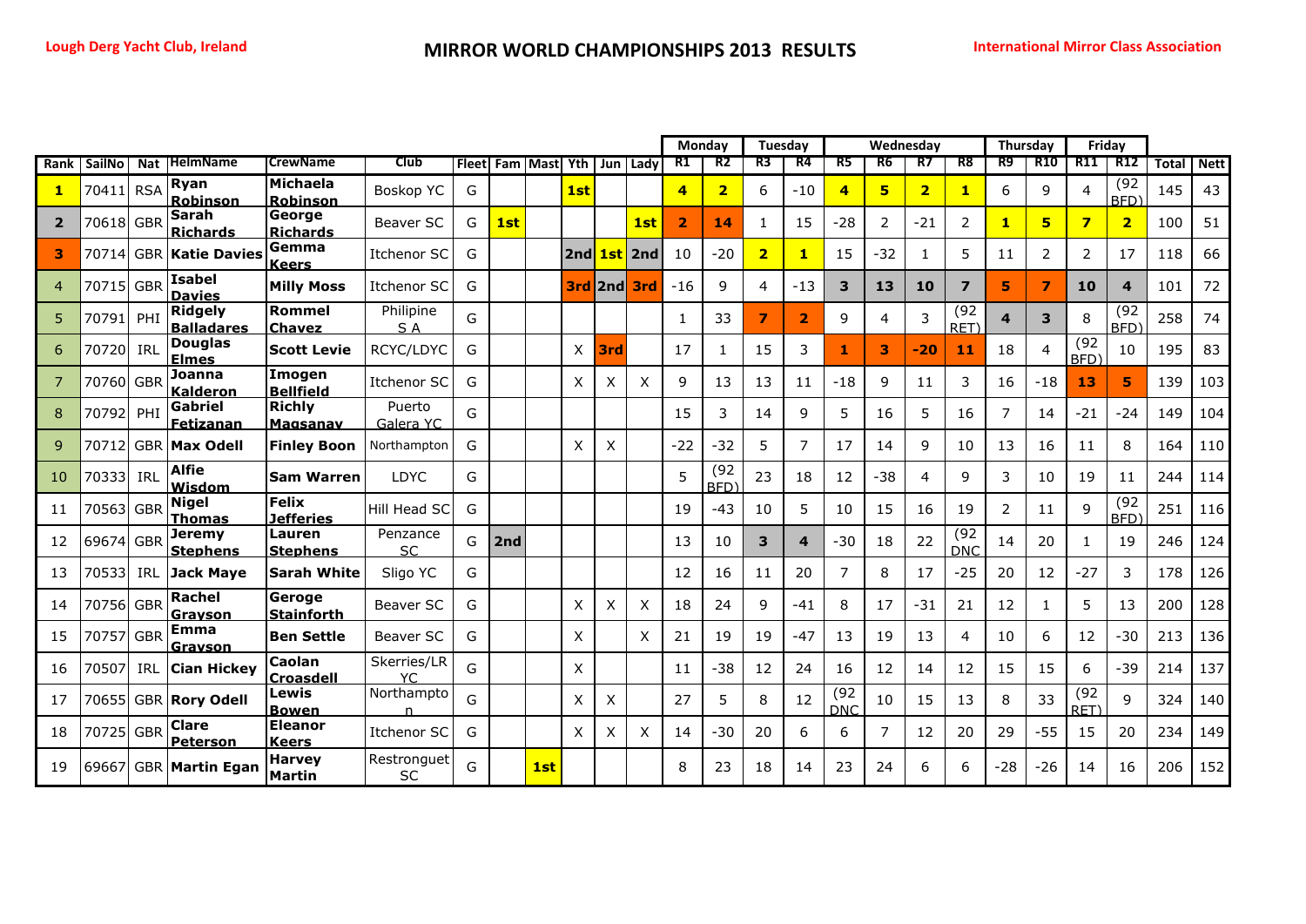Lough Derg Yacht Club, Ireland

# MIRROR WORLD CHAMPIONSHIPS 2013 RESULTS

International Mirror Class Association

| | | | | | | | | | | | | | Monday | | Tuesday | | Wednesday | | | | Thursday | | Friday | | | |
|---|---|---|---|---|---|---|---|---|---|---|---|---|---|---|---|---|---|---|---|---|---|---|---|---|---|---|
| Rank | SailNo | Nat | HelmName | CrewName | Club | Fleet | Fam | Mast | Yth | Jun | Lady | R1 | R2 | R3 | R4 | R5 | R6 | R7 | R8 | R9 | R10 | R11 | R12 | Total | Nett |
| 1 | 70411 | RSA | Ryan Robinson | Michaela Robinson | Boskop YC | G | | | 1st | | | 4 | 2 | 6 | -10 | 4 | 5 | 2 | 1 | 6 | 9 | 4 | (92 BFD) | 145 | 43 |
| 2 | 70618 | GBR | Sarah Richards | George Richards | Beaver SC | G | 1st | | | | 1st | 2 | 14 | 1 | 15 | -28 | 2 | -21 | 2 | 1 | 5 | 7 | 2 | 100 | 51 |
| 3 | 70714 | GBR | Katie Davies | Gemma Keers | Itchenor SC | G | | | 2nd | 1st | 2nd | 10 | -20 | 2 | 1 | 15 | -32 | 1 | 5 | 11 | 2 | 2 | 17 | 118 | 66 |
| 4 | 70715 | GBR | Isabel Davies | Milly Moss | Itchenor SC | G | | | 3rd | 2nd | 3rd | -16 | 9 | 4 | -13 | 3 | 13 | 10 | 7 | 5 | 7 | 10 | 4 | 101 | 72 |
| 5 | 70791 | PHI | Ridgely Balladares | Rommel Chavez | Philipine S A | G | | | | | | 1 | 33 | 7 | 2 | 9 | 4 | 3 | (92 RET) | 4 | 3 | 8 | (92 BFD) | 258 | 74 |
| 6 | 70720 | IRL | Douglas Elmes | Scott Levie | RCYC/LDYC | G | | | X | 3rd | | 17 | 1 | 15 | 3 | 1 | 3 | -20 | 11 | 18 | 4 | (92 BFD) | 10 | 195 | 83 |
| 7 | 70760 | GBR | Joanna Kalderon | Imogen Bellfield | Itchenor SC | G | | | X | X | X | 9 | 13 | 13 | 11 | -18 | 9 | 11 | 3 | 16 | -18 | 13 | 5 | 139 | 103 |
| 8 | 70792 | PHI | Gabriel Fetizanan | Richly Magsanay | Puerto Galera YC | G | | | | | | 15 | 3 | 14 | 9 | 5 | 16 | 5 | 16 | 7 | 14 | -21 | -24 | 149 | 104 |
| 9 | 70712 | GBR | Max Odell | Finley Boon | Northampton | G | | | X | X | | -22 | -32 | 5 | 7 | 17 | 14 | 9 | 10 | 13 | 16 | 11 | 8 | 164 | 110 |
| 10 | 70333 | IRL | Alfie Wisdom | Sam Warren | LDYC | G | | | | | | 5 | (92 BFD) | 23 | 18 | 12 | -38 | 4 | 9 | 3 | 10 | 19 | 11 | 244 | 114 |
| 11 | 70563 | GBR | Nigel Thomas | Felix Jefferies | Hill Head SC | G | | | | | | 19 | -43 | 10 | 5 | 10 | 15 | 16 | 19 | 2 | 11 | 9 | (92 BFD) | 251 | 116 |
| 12 | 69674 | GBR | Jeremy Stephens | Lauren Stephens | Penzance SC | G | 2nd | | | | | 13 | 10 | 3 | 4 | -30 | 18 | 22 | (92 DNC | 14 | 20 | 1 | 19 | 246 | 124 |
| 13 | 70533 | IRL | Jack Maye | Sarah White | Sligo YC | G | | | | | | 12 | 16 | 11 | 20 | 7 | 8 | 17 | -25 | 20 | 12 | -27 | 3 | 178 | 126 |
| 14 | 70756 | GBR | Rachel Grayson | Geroge Stainforth | Beaver SC | G | | | X | X | X | 18 | 24 | 9 | -41 | 8 | 17 | -31 | 21 | 12 | 1 | 5 | 13 | 200 | 128 |
| 15 | 70757 | GBR | Emma Grayson | Ben Settle | Beaver SC | G | | | X | | X | 21 | 19 | 19 | -47 | 13 | 19 | 13 | 4 | 10 | 6 | 12 | -30 | 213 | 136 |
| 16 | 70507 | IRL | Cian Hickey | Caolan Croasdell | Skerries/LR YC | G | | | X | | | 11 | -38 | 12 | 24 | 16 | 12 | 14 | 12 | 15 | 15 | 6 | -39 | 214 | 137 |
| 17 | 70655 | GBR | Rory Odell | Lewis Bowen | Northampton | G | | | X | X | | 27 | 5 | 8 | 12 | (92 DNC | 10 | 15 | 13 | 8 | 33 | (92 RET) | 9 | 324 | 140 |
| 18 | 70725 | GBR | Clare Peterson | Eleanor Keers | Itchenor SC | G | | | X | X | X | 14 | -30 | 20 | 6 | 6 | 7 | 12 | 20 | 29 | -55 | 15 | 20 | 234 | 149 |
| 19 | 69667 | GBR | Martin Egan | Harvey Martin | Restronguet SC | G | | 1st | | | | 8 | 23 | 18 | 14 | 23 | 24 | 6 | 6 | -28 | -26 | 14 | 16 | 206 | 152 |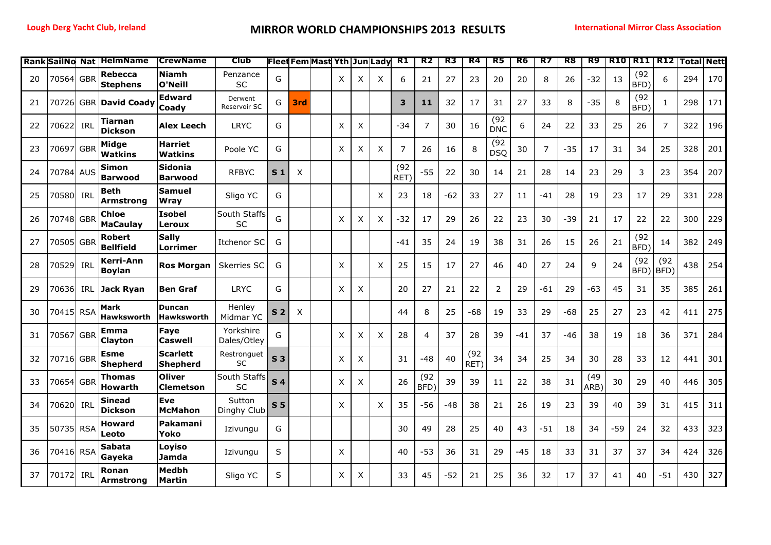Lough Derg Yacht Club, Ireland

# MIRROR WORLD CHAMPIONSHIPS 2013 RESULTS

International Mirror Class Association

| Rank | SailNo | Nat | HelmName | CrewName | Club | Fleet | Fem | Mast | Yth | Jun | Lady | R1 | R2 | R3 | R4 | R5 | R6 | R7 | R8 | R9 | R10 | R11 | R12 | Total | Nett |
|---|---|---|---|---|---|---|---|---|---|---|---|---|---|---|---|---|---|---|---|---|---|---|---|---|---|
| 20 | 70564 | GBR | **Rebecca Stephens** | **Niamh O'Neill** | Penzance SC | G | | | X | X | X | 6 | 21 | 27 | 23 | 20 | 20 | 8 | 26 | -32 | 13 | (92 BFD) | 6 | 294 | 170 |
| 21 | 70726 | GBR | **David Coady** | **Edward Coady** | Derwent Reservoir SC | G | **3rd** | | | | | **3** | **11** | 32 | 17 | 31 | 27 | 33 | 8 | -35 | 8 | (92 BFD) | 1 | 298 | 171 |
| 22 | 70622 | IRL | **Tiarnan Dickson** | **Alex Leech** | LRYC | G | | | X | X | | -34 | 7 | 30 | 16 | (92 DNC | 6 | 24 | 22 | 33 | 25 | 26 | 7 | 322 | 196 |
| 23 | 70697 | GBR | **Midge Watkins** | **Harriet Watkins** | Poole YC | G | | | X | X | X | 7 | 26 | 16 | 8 | (92 DSQ | 30 | 7 | -35 | 17 | 31 | 34 | 25 | 328 | 201 |
| 24 | 70784 | AUS | **Simon Barwood** | **Sidonia Barwood** | RFBYC | **S 1** | X | | | | | (92 RET) | -55 | 22 | 30 | 14 | 21 | 28 | 14 | 23 | 29 | 3 | 23 | 354 | 207 |
| 25 | 70580 | IRL | **Beth Armstrong** | **Samuel Wray** | Sligo YC | G | | | | | X | 23 | 18 | -62 | 33 | 27 | 11 | -41 | 28 | 19 | 23 | 17 | 29 | 331 | 228 |
| 26 | 70748 | GBR | **Chloe MaCaulay** | **Isobel Leroux** | South Staffs SC | G | | | X | X | X | -32 | 17 | 29 | 26 | 22 | 23 | 30 | -39 | 21 | 17 | 22 | 22 | 300 | 229 |
| 27 | 70505 | GBR | **Robert Bellfield** | **Sally Lorrimer** | Itchenor SC | G | | | | | | -41 | 35 | 24 | 19 | 38 | 31 | 26 | 15 | 26 | 21 | (92 BFD) | 14 | 382 | 249 |
| 28 | 70529 | IRL | **Kerri-Ann Boylan** | **Ros Morgan** | Skerries SC | G | | | X | | X | 25 | 15 | 17 | 27 | 46 | 40 | 27 | 24 | 9 | 24 | (92 BFD) | (92 BFD) | 438 | 254 |
| 29 | 70636 | IRL | **Jack Ryan** | **Ben Graf** | LRYC | G | | | X | X | | 20 | 27 | 21 | 22 | 2 | 29 | -61 | 29 | -63 | 45 | 31 | 35 | 385 | 261 |
| 30 | 70415 | RSA | **Mark Hawksworth** | **Duncan Hawksworth** | Henley Midmar YC | **S 2** | X | | | | | 44 | 8 | 25 | -68 | 19 | 33 | 29 | -68 | 25 | 27 | 23 | 42 | 411 | 275 |
| 31 | 70567 | GBR | **Emma Clayton** | **Faye Caswell** | Yorkshire Dales/Otley | G | | | X | X | X | 28 | 4 | 37 | 28 | 39 | -41 | 37 | -46 | 38 | 19 | 18 | 36 | 371 | 284 |
| 32 | 70716 | GBR | **Esme Shepherd** | **Scarlett Shepherd** | Restronguet SC | **S 3** | | | X | X | | 31 | -48 | 40 | (92 RET) | 34 | 34 | 25 | 34 | 30 | 28 | 33 | 12 | 441 | 301 |
| 33 | 70654 | GBR | **Thomas Howarth** | **Oliver Clemetson** | South Staffs SC | **S 4** | | | X | X | | 26 | (92 BFD) | 39 | 39 | 11 | 22 | 38 | 31 | (49 ARB) | 30 | 29 | 40 | 446 | 305 |
| 34 | 70620 | IRL | **Sinead Dickson** | **Eve McMahon** | Sutton Dinghy Club | **S 5** | | | X | | X | 35 | -56 | -48 | 38 | 21 | 26 | 19 | 23 | 39 | 40 | 39 | 31 | 415 | 311 |
| 35 | 50735 | RSA | **Howard Leoto** | **Pakamani Yoko** | Izivungu | G | | | | | | 30 | 49 | 28 | 25 | 40 | 43 | -51 | 18 | 34 | -59 | 24 | 32 | 433 | 323 |
| 36 | 70416 | RSA | **Sabata Gayeka** | **Loyiso Jamda** | Izivungu | S | | | X | | | 40 | -53 | 36 | 31 | 29 | -45 | 18 | 33 | 31 | 37 | 37 | 34 | 424 | 326 |
| 37 | 70172 | IRL | **Ronan Armstrong** | **Medbh Martin** | Sligo YC | S | | | X | X | | 33 | 45 | -52 | 21 | 25 | 36 | 32 | 17 | 37 | 41 | 40 | -51 | 430 | 327 |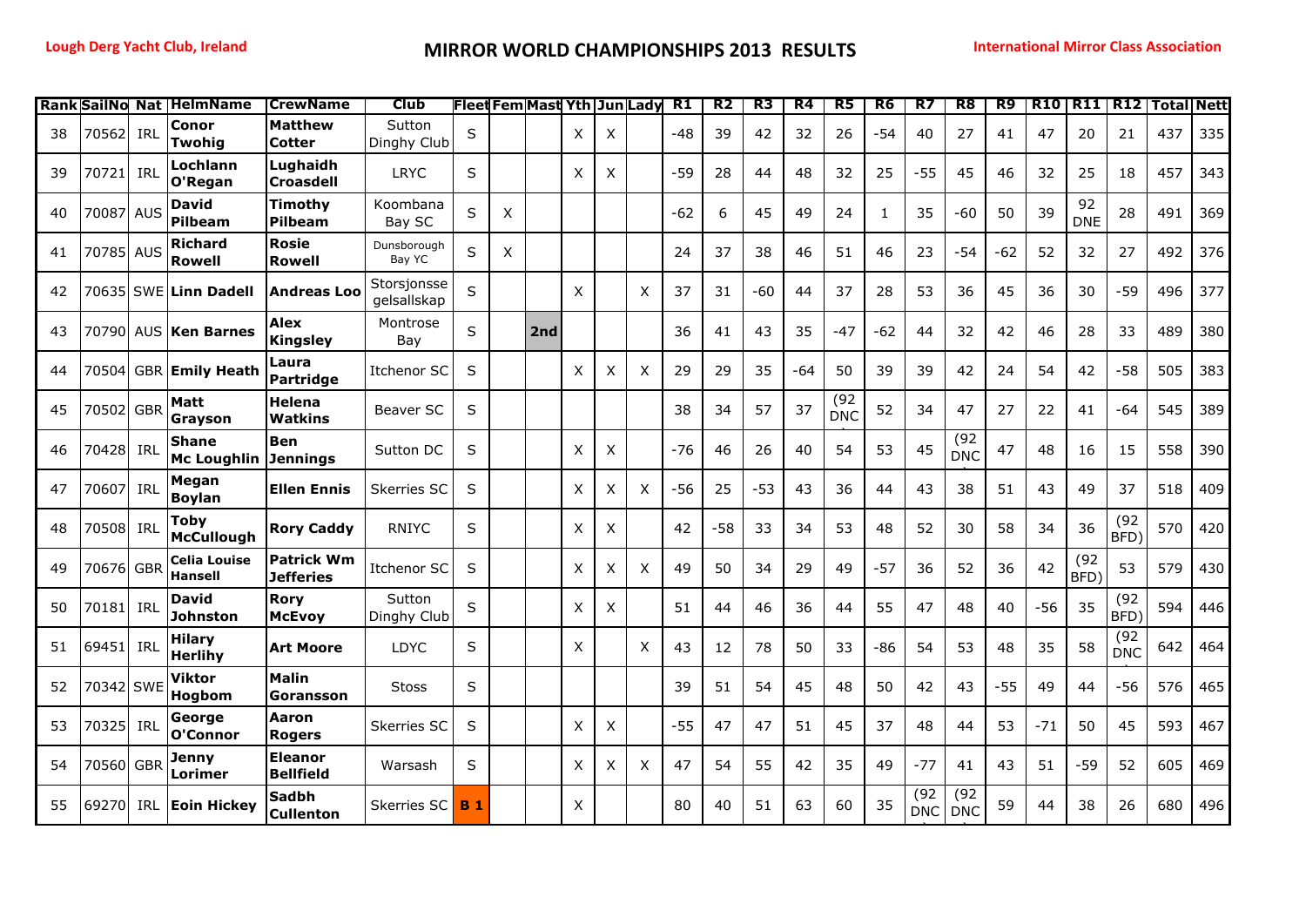| Rank | SailNo | Nat | HelmName | CrewName | Club | Fleet | Fem | Mast | Yth | Jun | Lady | R1 | R2 | R3 | R4 | R5 | R6 | R7 | R8 | R9 | R10 | R11 | R12 | Total | Nett |
|---|---|---|---|---|---|---|---|---|---|---|---|---|---|---|---|---|---|---|---|---|---|---|---|---|---|
| 38 | 70562 | IRL | **Conor Twohig** | **Matthew Cotter** | Sutton Dinghy Club | S | | | X | X | | -48 | 39 | 42 | 32 | 26 | -54 | 40 | 27 | 41 | 47 | 20 | 21 | 437 | 335 |
| 39 | 70721 | IRL | **Lochlann O'Regan** | **Lughaidh Croasdell** | LRYC | S | | | X | X | | -59 | 28 | 44 | 48 | 32 | 25 | -55 | 45 | 46 | 32 | 25 | 18 | 457 | 343 |
| 40 | 70087 | AUS | **David Pilbeam** | **Timothy Pilbeam** | Koombana Bay SC | S | X | | | | | -62 | 6 | 45 | 49 | 24 | 1 | 35 | -60 | 50 | 39 | 92 DNE | 28 | 491 | 369 |
| 41 | 70785 | AUS | **Richard Rowell** | **Rosie Rowell** | Dunsborough Bay YC | S | X | | | | | 24 | 37 | 38 | 46 | 51 | 46 | 23 | -54 | -62 | 52 | 32 | 27 | 492 | 376 |
| 42 | 70635 | SWE | **Linn Dadell** | **Andreas Loo** | Storsjonsse gelsallskap | S | | | X | | X | 37 | 31 | -60 | 44 | 37 | 28 | 53 | 36 | 45 | 36 | 30 | -59 | 496 | 377 |
| 43 | 70790 | AUS | **Ken Barnes** | **Alex Kingsley** | Montrose Bay | S | | 2nd | | | | 36 | 41 | 43 | 35 | -47 | -62 | 44 | 32 | 42 | 46 | 28 | 33 | 489 | 380 |
| 44 | 70504 | GBR | **Emily Heath** | **Laura Partridge** | Itchenor SC | S | | | X | X | X | 29 | 29 | 35 | -64 | 50 | 39 | 39 | 42 | 24 | 54 | 42 | -58 | 505 | 383 |
| 45 | 70502 | GBR | **Matt Grayson** | **Helena Watkins** | Beaver SC | S | | | | | | 38 | 34 | 57 | 37 | (92 DNC) | 52 | 34 | 47 | 27 | 22 | 41 | -64 | 545 | 389 |
| 46 | 70428 | IRL | **Shane Mc Loughlin** | **Ben Jennings** | Sutton DC | S | | | X | X | | -76 | 46 | 26 | 40 | 54 | 53 | 45 | (92 DNC) | 47 | 48 | 16 | 15 | 558 | 390 |
| 47 | 70607 | IRL | **Megan Boylan** | **Ellen Ennis** | Skerries SC | S | | | X | X | X | -56 | 25 | -53 | 43 | 36 | 44 | 43 | 38 | 51 | 43 | 49 | 37 | 518 | 409 |
| 48 | 70508 | IRL | **Toby McCullough** | **Rory Caddy** | RNIYC | S | | | X | X | | 42 | -58 | 33 | 34 | 53 | 48 | 52 | 30 | 58 | 34 | 36 | (92 BFD) | 570 | 420 |
| 49 | 70676 | GBR | **Celia Louise Hansell** | **Patrick Wm Jefferies** | Itchenor SC | S | | | X | X | X | 49 | 50 | 34 | 29 | 49 | -57 | 36 | 52 | 36 | 42 | (92 BFD) | 53 | 579 | 430 |
| 50 | 70181 | IRL | **David Johnston** | **Rory McEvoy** | Sutton Dinghy Club | S | | | X | X | | 51 | 44 | 46 | 36 | 44 | 55 | 47 | 48 | 40 | -56 | 35 | (92 BFD) | 594 | 446 |
| 51 | 69451 | IRL | **Hilary Herlihy** | **Art Moore** | LDYC | S | | | X | | X | 43 | 12 | 78 | 50 | 33 | -86 | 54 | 53 | 48 | 35 | 58 | (92 DNC) | 642 | 464 |
| 52 | 70342 | SWE | **Viktor Hogbom** | **Malin Goransson** | Stoss | S | | | | | | 39 | 51 | 54 | 45 | 48 | 50 | 42 | 43 | -55 | 49 | 44 | -56 | 576 | 465 |
| 53 | 70325 | IRL | **George O'Connor** | **Aaron Rogers** | Skerries SC | S | | | X | X | | -55 | 47 | 47 | 51 | 45 | 37 | 48 | 44 | 53 | -71 | 50 | 45 | 593 | 467 |
| 54 | 70560 | GBR | **Jenny Lorimer** | **Eleanor Bellfield** | Warsash | S | | | X | X | X | 47 | 54 | 55 | 42 | 35 | 49 | -77 | 41 | 43 | 51 | -59 | 52 | 605 | 469 |
| 55 | 69270 | IRL | **Eoin Hickey** | **Sadbh Cullenton** | Skerries SC | **B 1** | | | X | | | 80 | 40 | 51 | 63 | 60 | 35 | (92 DNC) | (92 DNC) | 59 | 44 | 38 | 26 | 680 | 496 |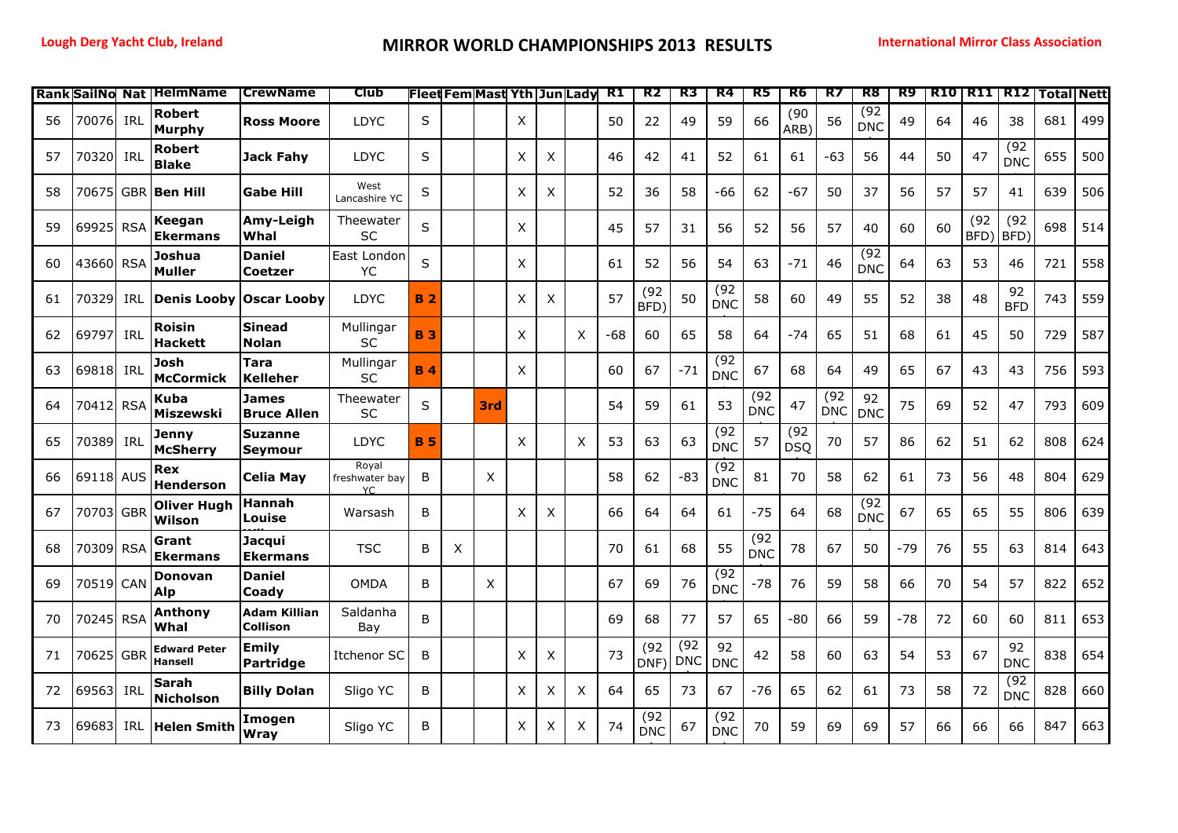Lough Derg Yacht Club, Ireland

# MIRROR WORLD CHAMPIONSHIPS 2013 RESULTS

International Mirror Class Association

| Rank | SailNo | Nat | HelmName | CrewName | Club | Fleet | Fem | Mast | Yth | Jun | Lady | R1 | R2 | R3 | R4 | R5 | R6 | R7 | R8 | R9 | R10 | R11 | R12 | Total | Nett |
|---|---|---|---|---|---|---|---|---|---|---|---|---|---|---|---|---|---|---|---|---|---|---|---|---|---|
| 56 | 70076 | IRL | **Robert Murphy** | **Ross Moore** | LDYC | S | | | X | | | 50 | 22 | 49 | 59 | 66 | (90 ARB) | 56 | (92 DNC | 49 | 64 | 46 | 38 | 681 | 499 |
| 57 | 70320 | IRL | **Robert Blake** | **Jack Fahy** | LDYC | S | | | X | X | | 46 | 42 | 41 | 52 | 61 | 61 | -63 | 56 | 44 | 50 | 47 | (92 DNC | 655 | 500 |
| 58 | 70675 | GBR | **Ben Hill** | **Gabe Hill** | West Lancashire YC | S | | | X | X | | 52 | 36 | 58 | -66 | 62 | -67 | 50 | 37 | 56 | 57 | 57 | 41 | 639 | 506 |
| 59 | 69925 | RSA | **Keegan Ekermans** | **Amy-Leigh Whal** | Theewater SC | S | | | X | | | 45 | 57 | 31 | 56 | 52 | 56 | 57 | 40 | 60 | 60 | (92 BFD) | (92 BFD) | 698 | 514 |
| 60 | 43660 | RSA | **Joshua Muller** | **Daniel Coetzer** | East London YC | S | | | X | | | 61 | 52 | 56 | 54 | 63 | -71 | 46 | (92 DNC | 64 | 63 | 53 | 46 | 721 | 558 |
| 61 | 70329 | IRL | **Denis Looby** | **Oscar Looby** | LDYC | **B 2** | | | X | X | | 57 | (92 BFD) | 50 | (92 DNC | 58 | 60 | 49 | 55 | 52 | 38 | 48 | 92 BFD | 743 | 559 |
| 62 | 69797 | IRL | **Roisin Hackett** | **Sinead Nolan** | Mullingar SC | **B 3** | | | X | | X | -68 | 60 | 65 | 58 | 64 | -74 | 65 | 51 | 68 | 61 | 45 | 50 | 729 | 587 |
| 63 | 69818 | IRL | **Josh McCormick** | **Tara Kelleher** | Mullingar SC | **B 4** | | | X | | | 60 | 67 | -71 | (92 DNC | 67 | 68 | 64 | 49 | 65 | 67 | 43 | 43 | 756 | 593 |
| 64 | 70412 | RSA | **Kuba Miszewski** | **James Bruce Allen** | Theewater SC | S | | **3rd** | | | | 54 | 59 | 61 | 53 | (92 DNC | 47 | (92 DNC | 92 DNC | 75 | 69 | 52 | 47 | 793 | 609 |
| 65 | 70389 | IRL | **Jenny McSherry** | **Suzanne Seymour** | LDYC | **B 5** | | | X | | X | 53 | 63 | 63 | (92 DNC | 57 | (92 DSQ | 70 | 57 | 86 | 62 | 51 | 62 | 808 | 624 |
| 66 | 69118 | AUS | **Rex Henderson** | **Celia May** | Royal freshwater bay YC | B | | X | | | | 58 | 62 | -83 | (92 DNC | 81 | 70 | 58 | 62 | 61 | 73 | 56 | 48 | 804 | 629 |
| 67 | 70703 | GBR | **Oliver Hugh Wilson** | **Hannah Louise** | Warsash | B | | | X | X | | 66 | 64 | 64 | 61 | -75 | 64 | 68 | (92 DNC | 67 | 65 | 65 | 55 | 806 | 639 |
| 68 | 70309 | RSA | **Grant Ekermans** | **Jacqui Ekermans** | TSC | B | X | | | | | 70 | 61 | 68 | 55 | (92 DNC | 78 | 67 | 50 | -79 | 76 | 55 | 63 | 814 | 643 |
| 69 | 70519 | CAN | **Donovan Alp** | **Daniel Coady** | OMDA | B | | X | | | | 67 | 69 | 76 | (92 DNC | -78 | 76 | 59 | 58 | 66 | 70 | 54 | 57 | 822 | 652 |
| 70 | 70245 | RSA | **Anthony Whal** | **Adam Killian Collison** | Saldanha Bay | B | | | | | | 69 | 68 | 77 | 57 | 65 | -80 | 66 | 59 | -78 | 72 | 60 | 60 | 811 | 653 |
| 71 | 70625 | GBR | **Edward Peter Hansell** | **Emily Partridge** | Itchenor SC | B | | | X | X | | 73 | (92 DNF) | (92 DNC | 92 DNC | 42 | 58 | 60 | 63 | 54 | 53 | 67 | 92 DNC | 838 | 654 |
| 72 | 69563 | IRL | **Sarah Nicholson** | **Billy Dolan** | Sligo YC | B | | | X | X | X | 64 | 65 | 73 | 67 | -76 | 65 | 62 | 61 | 73 | 58 | 72 | (92 DNC | 828 | 660 |
| 73 | 69683 | IRL | **Helen Smith** | **Imogen Wray** | Sligo YC | B | | | X | X | X | 74 | (92 DNC | 67 | (92 DNC | 70 | 59 | 69 | 69 | 57 | 66 | 66 | 66 | 847 | 663 |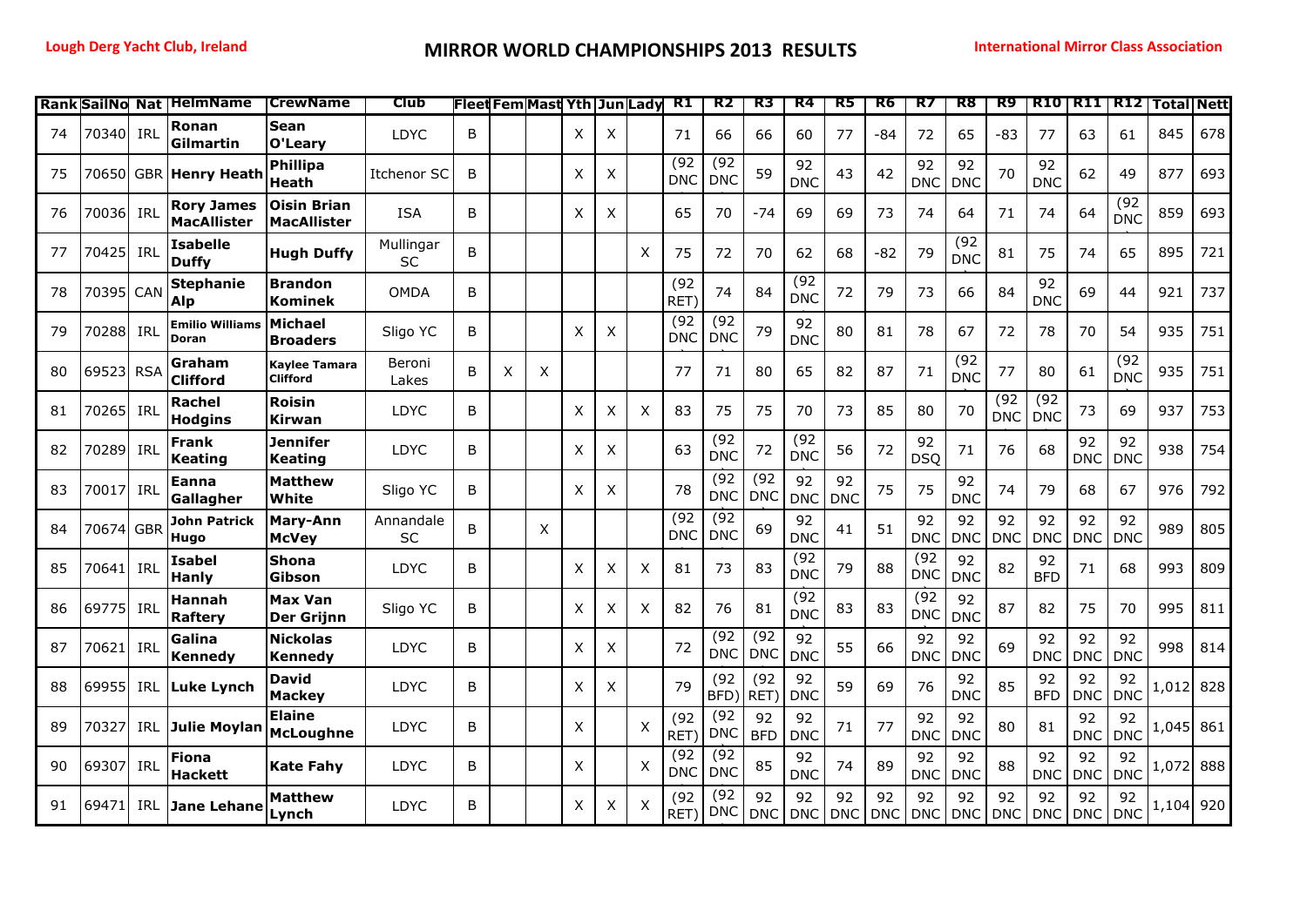Lough Derg Yacht Club, Ireland

# MIRROR WORLD CHAMPIONSHIPS 2013 RESULTS

International Mirror Class Association

| Rank | SailNo | Nat | HelmName | CrewName | Club | Fleet | Fem | Mast | Yth | Jun | Lady | R1 | R2 | R3 | R4 | R5 | R6 | R7 | R8 | R9 | R10 | R11 | R12 | Total | Nett |
|---|---|---|---|---|---|---|---|---|---|---|---|---|---|---|---|---|---|---|---|---|---|---|---|---|---|
| 74 | 70340 | IRL | **Ronan Gilmartin** | **Sean O'Leary** | LDYC | B | | | X | X | | 71 | 66 | 66 | 60 | 77 | -84 | 72 | 65 | -83 | 77 | 63 | 61 | 845 | 678 |
| 75 | 70650 | GBR | **Henry Heath** | **Phillipa Heath** | Itchenor SC | B | | | X | X | | (92 DNC | (92 DNC | 59 | 92 DNC | 43 | 42 | 92 DNC | 92 DNC | 70 | 92 DNC | 62 | 49 | 877 | 693 |
| 76 | 70036 | IRL | **Rory James MacAllister** | **Oisin Brian MacAllister** | ISA | B | | | X | X | | 65 | 70 | -74 | 69 | 69 | 73 | 74 | 64 | 71 | 74 | 64 | (92 DNC | 859 | 693 |
| 77 | 70425 | IRL | **Isabelle Duffy** | **Hugh Duffy** | Mullingar SC | B | | | | | X | 75 | 72 | 70 | 62 | 68 | -82 | 79 | (92 DNC | 81 | 75 | 74 | 65 | 895 | 721 |
| 78 | 70395 | CAN | **Stephanie Alp** | **Brandon Kominek** | OMDA | B | | | | | | (92 RET) | 74 | 84 | (92 DNC | 72 | 79 | 73 | 66 | 84 | 92 DNC | 69 | 44 | 921 | 737 |
| 79 | 70288 | IRL | **Emilio Williams Doran** | **Michael Broaders** | Sligo YC | B | | | X | X | | (92 DNC | (92 DNC | 79 | 92 DNC | 80 | 81 | 78 | 67 | 72 | 78 | 70 | 54 | 935 | 751 |
| 80 | 69523 | RSA | **Graham Clifford** | **Kaylee Tamara Clifford** | Beroni Lakes | B | X | X | | | | 77 | 71 | 80 | 65 | 82 | 87 | 71 | (92 DNC | 77 | 80 | 61 | (92 DNC | 935 | 751 |
| 81 | 70265 | IRL | **Rachel Hodgins** | **Roisin Kirwan** | LDYC | B | | | X | X | X | 83 | 75 | 75 | 70 | 73 | 85 | 80 | 70 | (92 DNC | (92 DNC | 73 | 69 | 937 | 753 |
| 82 | 70289 | IRL | **Frank Keating** | **Jennifer Keating** | LDYC | B | | | X | X | | 63 | (92 DNC | 72 | (92 DNC | 56 | 72 | 92 DSQ | 71 | 76 | 68 | 92 DNC | 92 DNC | 938 | 754 |
| 83 | 70017 | IRL | **Eanna Gallagher** | **Matthew White** | Sligo YC | B | | | X | X | | 78 | (92 DNC | (92 DNC | 92 DNC | 92 DNC | 75 | 75 | 92 DNC | 74 | 79 | 68 | 67 | 976 | 792 |
| 84 | 70674 | GBR | **John Patrick Hugo** | **Mary-Ann McVey** | Annandale SC | B | | X | | | | (92 DNC | (92 DNC | 69 | 92 DNC | 41 | 51 | 92 DNC | 92 DNC | 92 DNC | 92 DNC | 92 DNC | 92 DNC | 989 | 805 |
| 85 | 70641 | IRL | **Isabel Hanly** | **Shona Gibson** | LDYC | B | | | X | X | X | 81 | 73 | 83 | (92 DNC | 79 | 88 | (92 DNC | 92 DNC | 82 | 92 BFD | 71 | 68 | 993 | 809 |
| 86 | 69775 | IRL | **Hannah Raftery** | **Max Van Der Grijnn** | Sligo YC | B | | | X | X | X | 82 | 76 | 81 | (92 DNC | 83 | 83 | (92 DNC | 92 DNC | 87 | 82 | 75 | 70 | 995 | 811 |
| 87 | 70621 | IRL | **Galina Kennedy** | **Nickolas Kennedy** | LDYC | B | | | X | X | | 72 | (92 DNC | (92 DNC | 92 DNC | 55 | 66 | 92 DNC | 92 DNC | 69 | 92 DNC | 92 DNC | 92 DNC | 998 | 814 |
| 88 | 69955 | IRL | **Luke Lynch** | **David Mackey** | LDYC | B | | | X | X | | 79 | (92 BFD) | (92 RET) | 92 DNC | 59 | 69 | 76 | 92 DNC | 85 | 92 BFD | 92 DNC | 92 DNC | 1,012 | 828 |
| 89 | 70327 | IRL | **Julie Moylan** | **Elaine McLoughne** | LDYC | B | | | X | | X | (92 RET) | (92 DNC | 92 BFD | 92 DNC | 71 | 77 | 92 DNC | 92 DNC | 80 | 81 | 92 DNC | 92 DNC | 1,045 | 861 |
| 90 | 69307 | IRL | **Fiona Hackett** | **Kate Fahy** | LDYC | B | | | X | | X | (92 DNC | (92 DNC | 85 | 92 DNC | 74 | 89 | 92 DNC | 92 DNC | 88 | 92 DNC | 92 DNC | 92 DNC | 1,072 | 888 |
| 91 | 69471 | IRL | **Jane Lehane** | **Matthew Lynch** | LDYC | B | | | X | X | X | (92 RET) | (92 DNC | 92 DNC | 92 DNC | 92 DNC | 92 DNC | 92 DNC | 92 DNC | 92 DNC | 92 DNC | 92 DNC | 92 DNC | 1,104 | 920 |